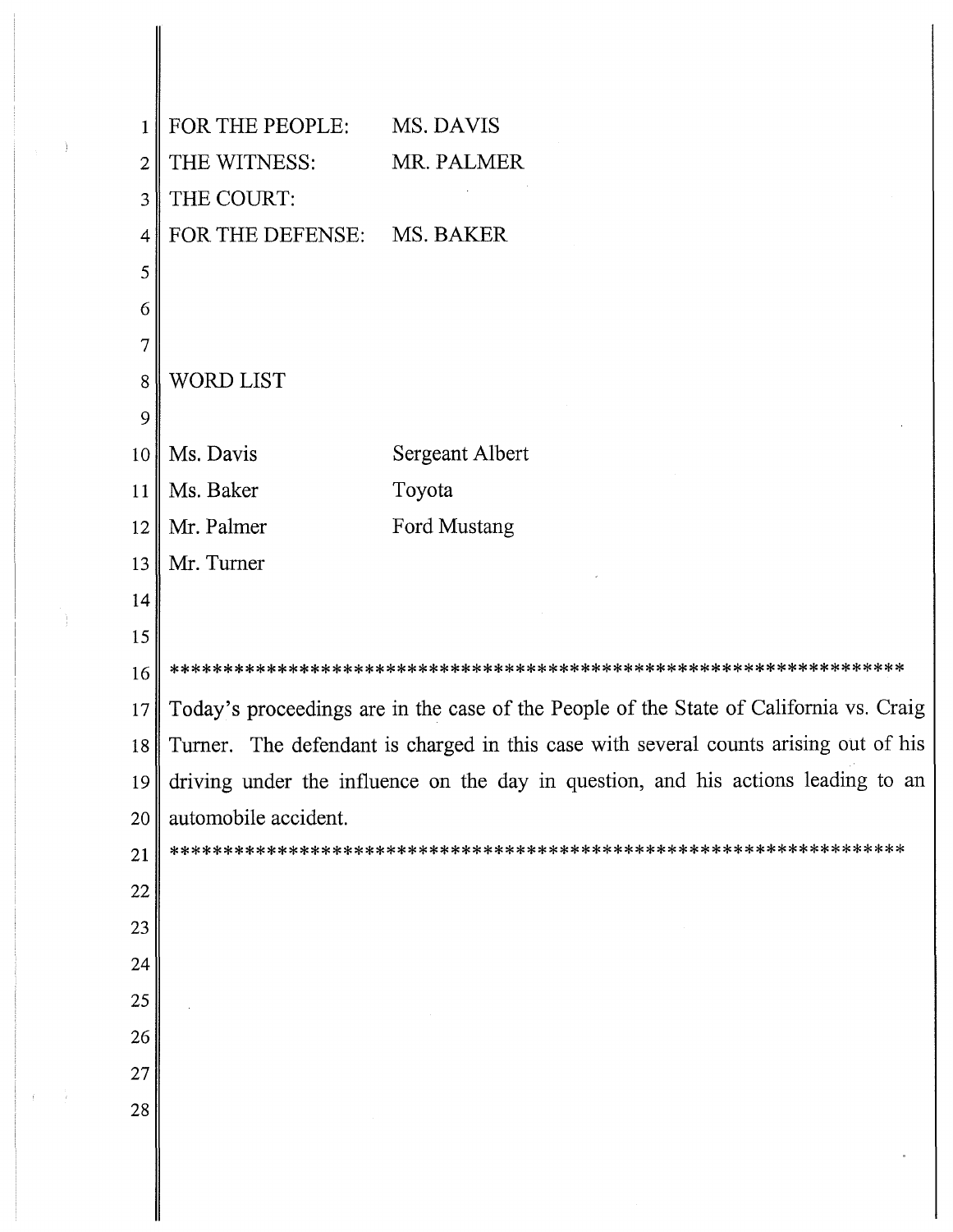| | |
|---|---|
| FOR THE PEOPLE: | MS. DAVIS |
| THE WITNESS: | MR. PALMER |
| THE COURT: | |
| FOR THE DEFENSE: | MS. BAKER |

WORD LIST

| | |
|---|---|
| Ms. Davis | Sergeant Albert |
| Ms. Baker | Toyota |
| Mr. Palmer | Ford Mustang |
| Mr. Turner | |

\*\*\*\*\*\*\*\*\*\*\*\*\*\*\*\*\*\*\*\*\*\*\*\*\*\*\*\*\*\*\*\*\*\*\*\*\*\*\*\*\*\*\*\*\*\*\*\*\*\*\*\*\*\*\*\*\*\*\*\*\*\*\*\*\*\*\*\*\*\*

Today's proceedings are in the case of the People of the State of California vs. Craig Turner. The defendant is charged in this case with several counts arising out of his driving under the influence on the day in question, and his actions leading to an automobile accident.

\*\*\*\*\*\*\*\*\*\*\*\*\*\*\*\*\*\*\*\*\*\*\*\*\*\*\*\*\*\*\*\*\*\*\*\*\*\*\*\*\*\*\*\*\*\*\*\*\*\*\*\*\*\*\*\*\*\*\*\*\*\*\*\*\*\*\*\*\*\*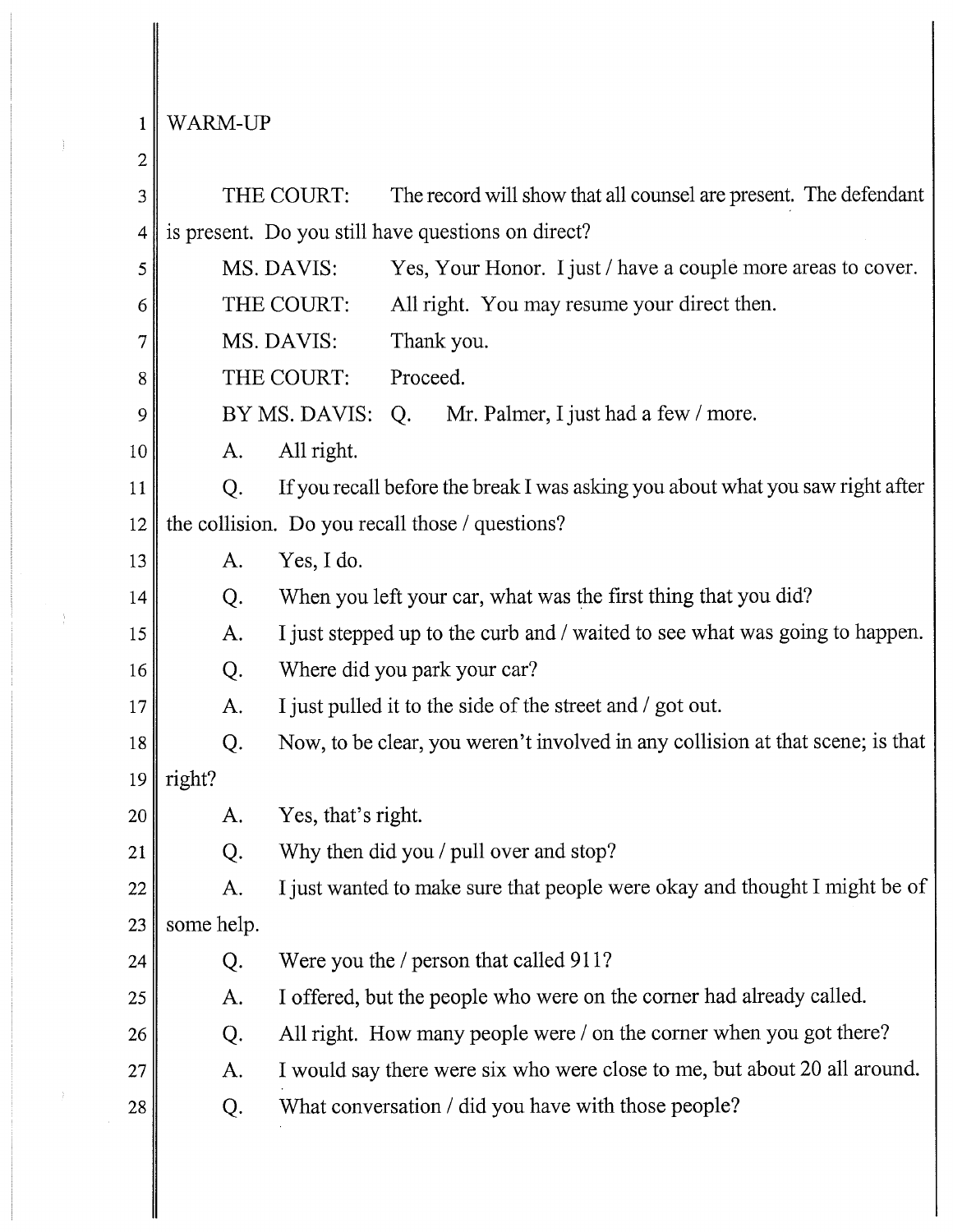WARM-UP

THE COURT: The record will show that all counsel are present. The defendant is present. Do you still have questions on direct?

MS. DAVIS: Yes, Your Honor. I just / have a couple more areas to cover.

THE COURT: All right. You may resume your direct then.

MS. DAVIS: Thank you.

THE COURT: Proceed.

BY MS. DAVIS: Q. Mr. Palmer, I just had a few / more.

A. All right.

Q. If you recall before the break I was asking you about what you saw right after the collision. Do you recall those / questions?

A. Yes, I do.

Q. When you left your car, what was the first thing that you did?

A. I just stepped up to the curb and / waited to see what was going to happen.

Q. Where did you park your car?

A. I just pulled it to the side of the street and / got out.

Q. Now, to be clear, you weren't involved in any collision at that scene; is that right?

A. Yes, that's right.

Q. Why then did you / pull over and stop?

A. I just wanted to make sure that people were okay and thought I might be of some help.

Q. Were you the / person that called 911?

A. I offered, but the people who were on the corner had already called.

Q. All right. How many people were / on the corner when you got there?

A. I would say there were six who were close to me, but about 20 all around.

Q. What conversation / did you have with those people?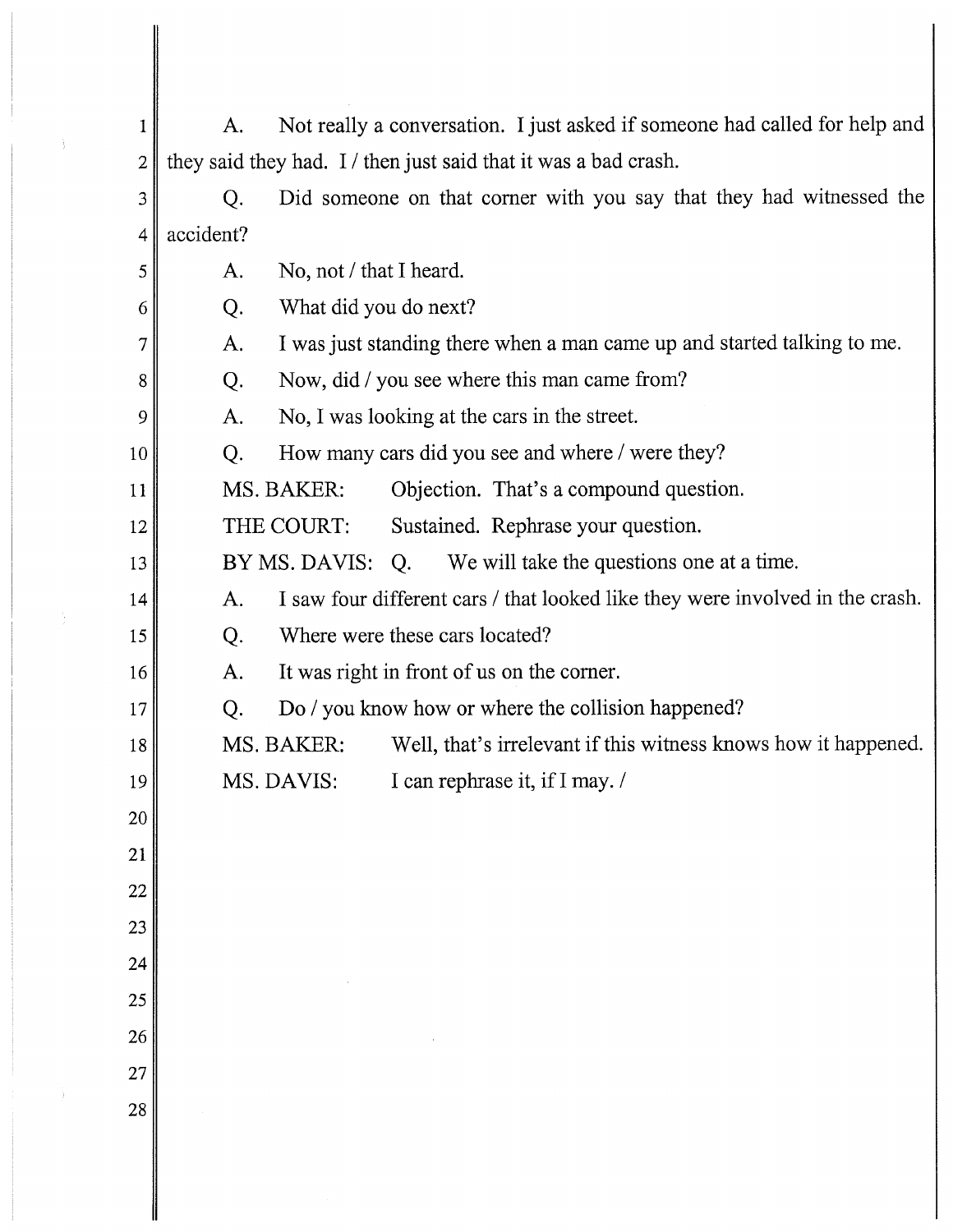A. Not really a conversation. I just asked if someone had called for help and they said they had. I / then just said that it was a bad crash.

Q. Did someone on that corner with you say that they had witnessed the accident?

A. No, not / that I heard.

Q. What did you do next?

A. I was just standing there when a man came up and started talking to me.

Q. Now, did / you see where this man came from?

A. No, I was looking at the cars in the street.

Q. How many cars did you see and where / were they?

MS. BAKER: Objection. That's a compound question.

THE COURT: Sustained. Rephrase your question.

BY MS. DAVIS: Q. We will take the questions one at a time.

A. I saw four different cars / that looked like they were involved in the crash.

Q. Where were these cars located?

A. It was right in front of us on the corner.

Q. Do / you know how or where the collision happened?

MS. BAKER: Well, that's irrelevant if this witness knows how it happened.

MS. DAVIS: I can rephrase it, if I may. /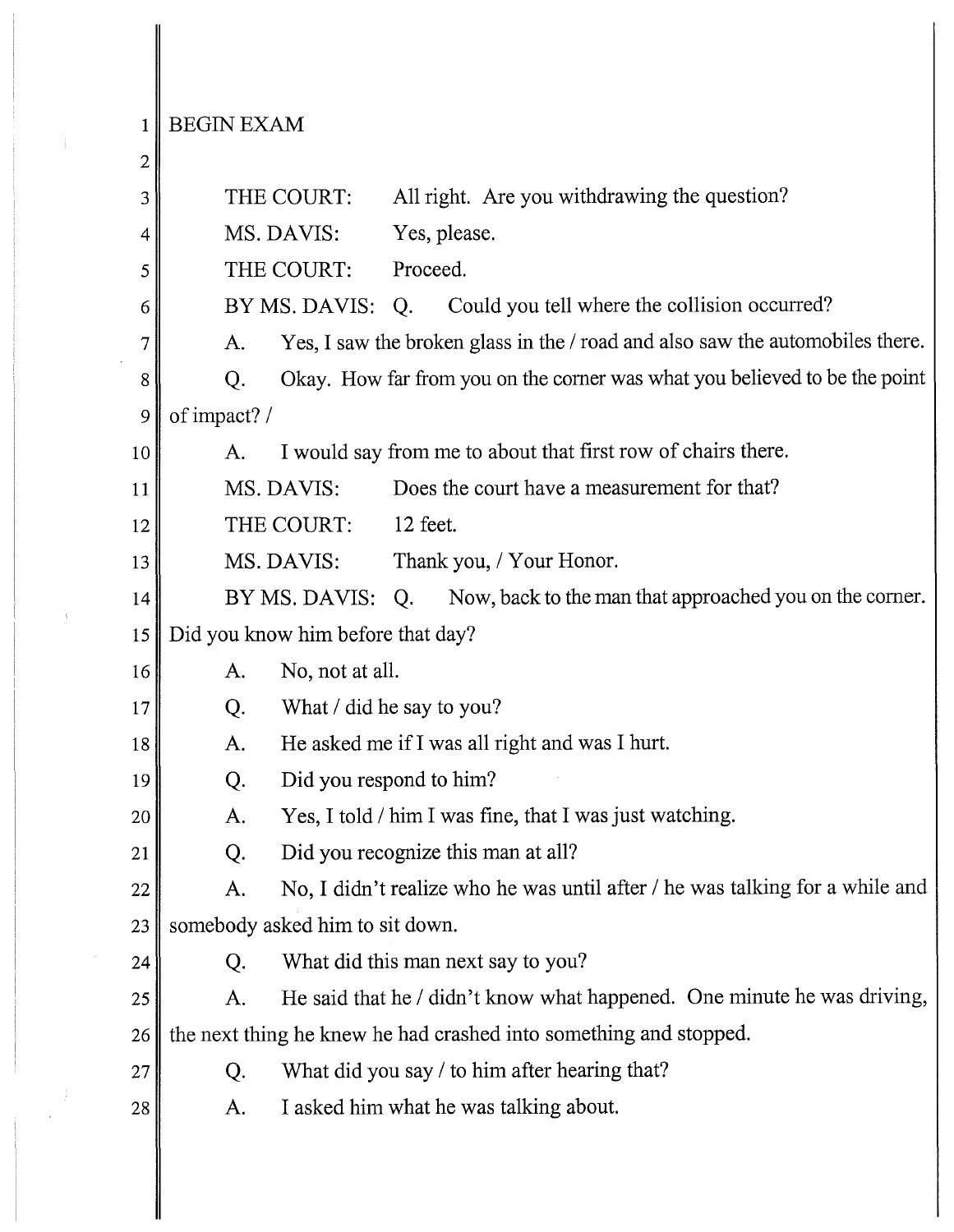1 BEGIN EXAM

2

3 THE COURT: All right. Are you withdrawing the question?

4 MS. DAVIS: Yes, please.

5 THE COURT: Proceed.

6 BY MS. DAVIS: Q. Could you tell where the collision occurred?

7 A. Yes, I saw the broken glass in the / road and also saw the automobiles there.

8 Q. Okay. How far from you on the corner was what you believed to be the point

9 of impact? /

10 A. I would say from me to about that first row of chairs there.

11 MS. DAVIS: Does the court have a measurement for that?

12 THE COURT: 12 feet.

13 MS. DAVIS: Thank you, / Your Honor.

14 BY MS. DAVIS: Q. Now, back to the man that approached you on the corner.

15 Did you know him before that day?

16 A. No, not at all.

17 Q. What / did he say to you?

18 A. He asked me if I was all right and was I hurt.

19 Q. Did you respond to him?

20 A. Yes, I told / him I was fine, that I was just watching.

21 Q. Did you recognize this man at all?

22 A. No, I didn't realize who he was until after / he was talking for a while and

23 somebody asked him to sit down.

24 Q. What did this man next say to you?

25 A. He said that he / didn't know what happened. One minute he was driving,

26 the next thing he knew he had crashed into something and stopped.

27 Q. What did you say / to him after hearing that?

28 A. I asked him what he was talking about.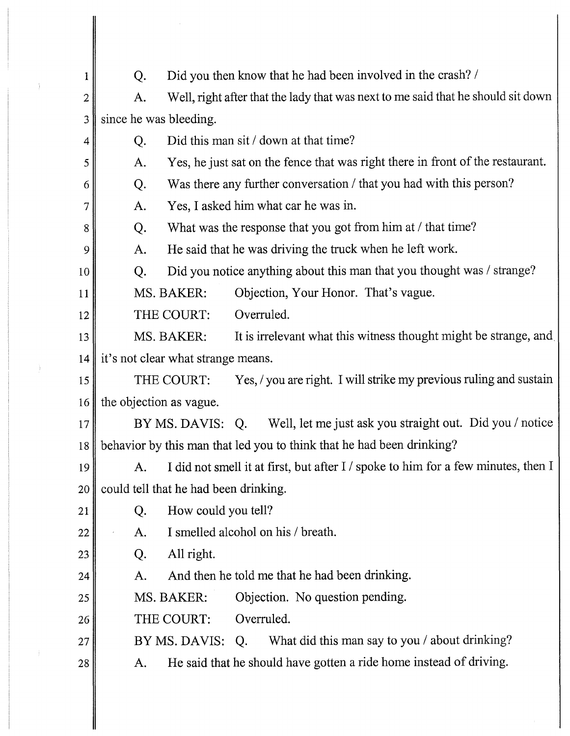Q. Did you then know that he had been involved in the crash? /

A. Well, right after that the lady that was next to me said that he should sit down since he was bleeding.

Q. Did this man sit / down at that time?

A. Yes, he just sat on the fence that was right there in front of the restaurant.

Q. Was there any further conversation / that you had with this person?

A. Yes, I asked him what car he was in.

Q. What was the response that you got from him at / that time?

A. He said that he was driving the truck when he left work.

Q. Did you notice anything about this man that you thought was / strange?

MS. BAKER: Objection, Your Honor. That's vague.

THE COURT: Overruled.

MS. BAKER: It is irrelevant what this witness thought might be strange, and it's not clear what strange means.

THE COURT: Yes, / you are right. I will strike my previous ruling and sustain the objection as vague.

BY MS. DAVIS: Q. Well, let me just ask you straight out. Did you / notice behavior by this man that led you to think that he had been drinking?

A. I did not smell it at first, but after I / spoke to him for a few minutes, then I could tell that he had been drinking.

Q. How could you tell?

A. I smelled alcohol on his / breath.

Q. All right.

A. And then he told me that he had been drinking.

MS. BAKER: Objection. No question pending.

THE COURT: Overruled.

BY MS. DAVIS: Q. What did this man say to you / about drinking?

A. He said that he should have gotten a ride home instead of driving.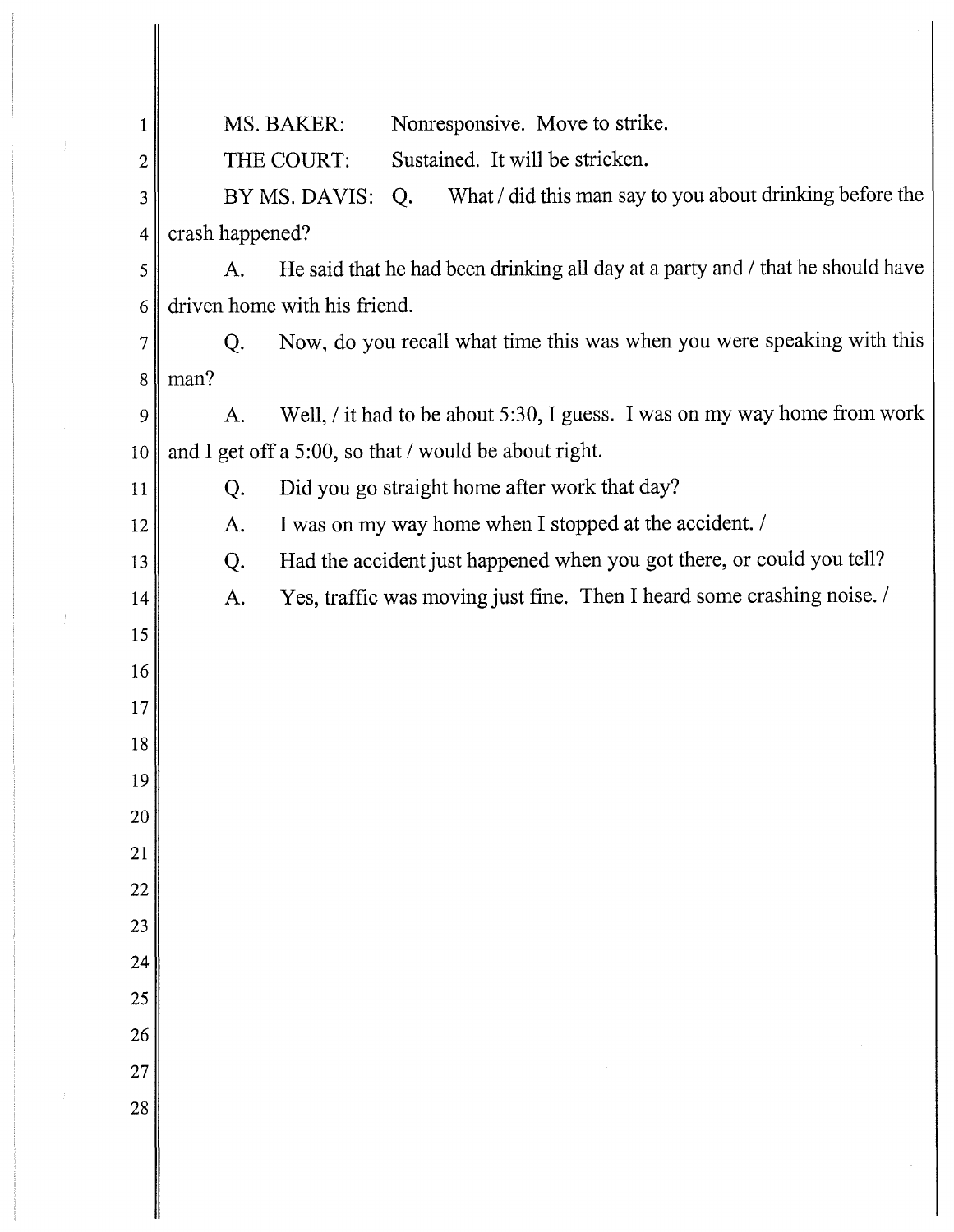MS. BAKER: Nonresponsive. Move to strike.

THE COURT: Sustained. It will be stricken.

BY MS. DAVIS: Q. What / did this man say to you about drinking before the crash happened?

A. He said that he had been drinking all day at a party and / that he should have driven home with his friend.

Q. Now, do you recall what time this was when you were speaking with this man?

A. Well, / it had to be about 5:30, I guess. I was on my way home from work and I get off a 5:00, so that / would be about right.

Q. Did you go straight home after work that day?

A. I was on my way home when I stopped at the accident. /

Q. Had the accident just happened when you got there, or could you tell?

A. Yes, traffic was moving just fine. Then I heard some crashing noise. /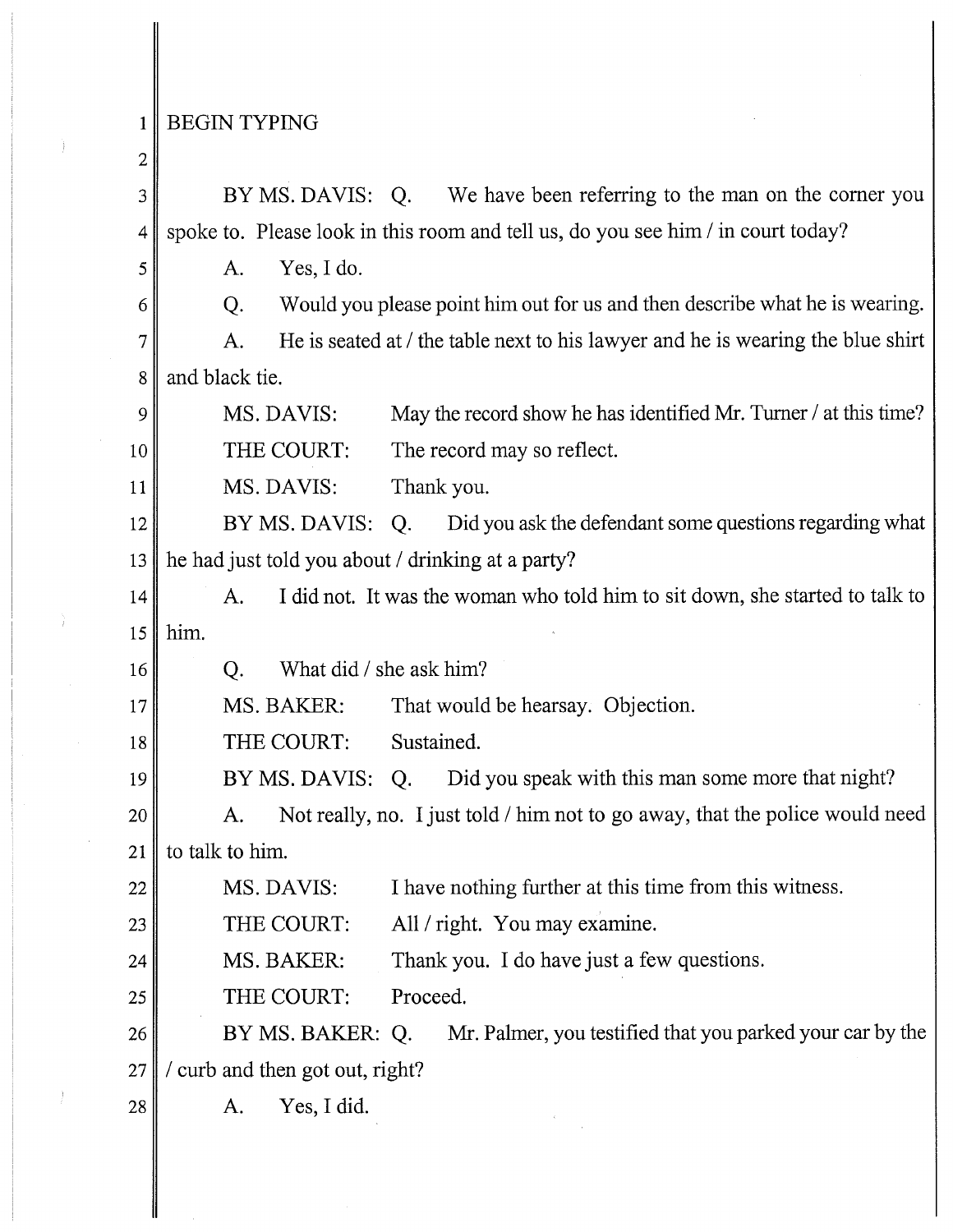BEGIN TYPING

BY MS. DAVIS: Q. We have been referring to the man on the corner you spoke to. Please look in this room and tell us, do you see him / in court today?

A. Yes, I do.

Q. Would you please point him out for us and then describe what he is wearing.

A. He is seated at / the table next to his lawyer and he is wearing the blue shirt and black tie.

MS. DAVIS: May the record show he has identified Mr. Turner / at this time?

THE COURT: The record may so reflect.

MS. DAVIS: Thank you.

BY MS. DAVIS: Q. Did you ask the defendant some questions regarding what he had just told you about / drinking at a party?

A. I did not. It was the woman who told him to sit down, she started to talk to him.

Q. What did / she ask him?

MS. BAKER: That would be hearsay. Objection.

THE COURT: Sustained.

BY MS. DAVIS: Q. Did you speak with this man some more that night?

A. Not really, no. I just told / him not to go away, that the police would need to talk to him.

MS. DAVIS: I have nothing further at this time from this witness.

THE COURT: All / right. You may examine.

MS. BAKER: Thank you. I do have just a few questions.

THE COURT: Proceed.

BY MS. BAKER: Q. Mr. Palmer, you testified that you parked your car by the / curb and then got out, right?

A. Yes, I did.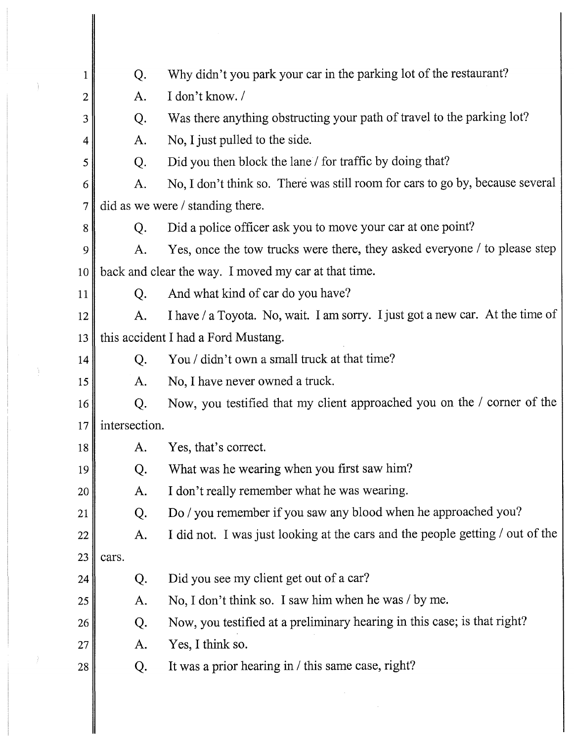Q. Why didn't you park your car in the parking lot of the restaurant?

A. I don't know. /

Q. Was there anything obstructing your path of travel to the parking lot?

A. No, I just pulled to the side.

Q. Did you then block the lane / for traffic by doing that?

A. No, I don't think so. There was still room for cars to go by, because several did as we were / standing there.

Q. Did a police officer ask you to move your car at one point?

A. Yes, once the tow trucks were there, they asked everyone / to please step back and clear the way. I moved my car at that time.

Q. And what kind of car do you have?

A. I have / a Toyota. No, wait. I am sorry. I just got a new car. At the time of this accident I had a Ford Mustang.

Q. You / didn't own a small truck at that time?

A. No, I have never owned a truck.

Q. Now, you testified that my client approached you on the / corner of the intersection.

A. Yes, that's correct.

Q. What was he wearing when you first saw him?

A. I don't really remember what he was wearing.

Q. Do / you remember if you saw any blood when he approached you?

A. I did not. I was just looking at the cars and the people getting / out of the cars.

Q. Did you see my client get out of a car?

A. No, I don't think so. I saw him when he was / by me.

Q. Now, you testified at a preliminary hearing in this case; is that right?

A. Yes, I think so.

Q. It was a prior hearing in / this same case, right?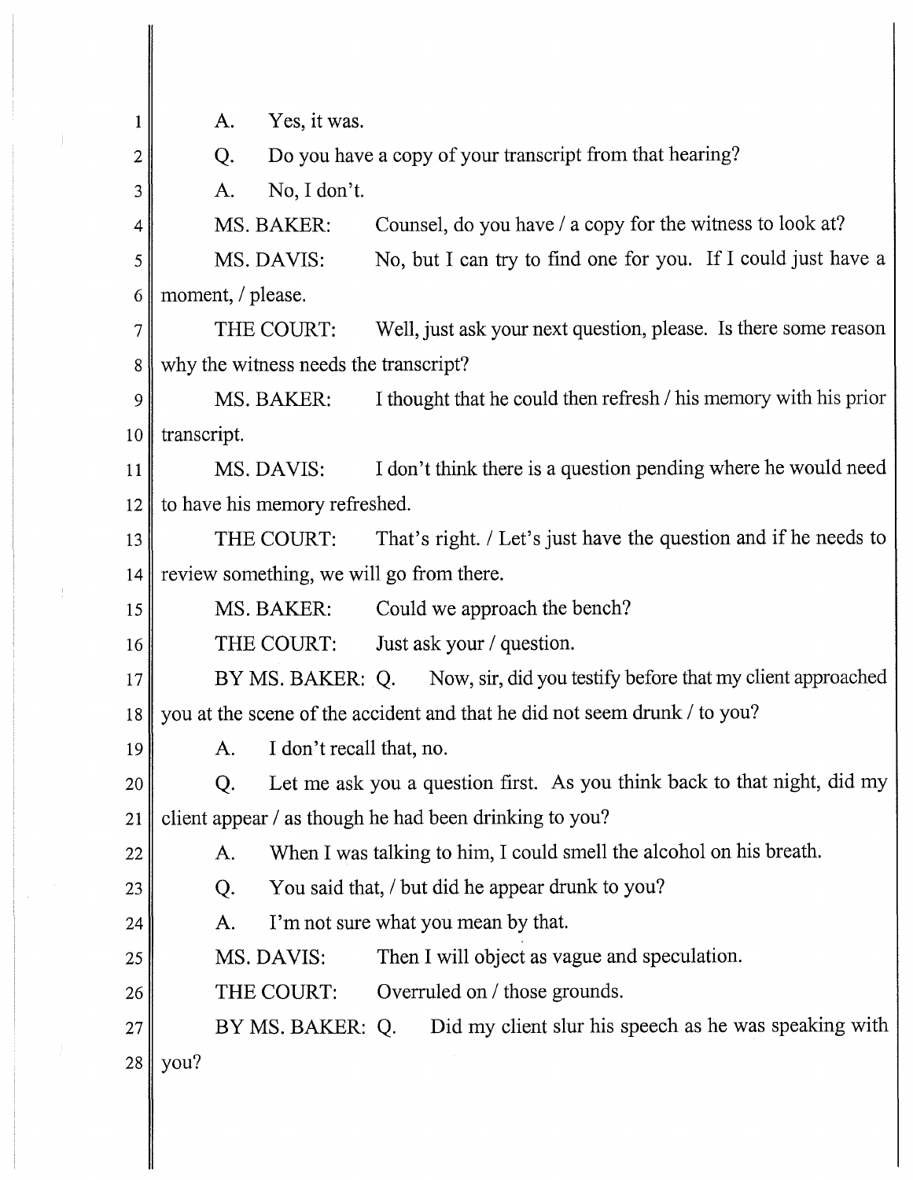A. Yes, it was.

Q. Do you have a copy of your transcript from that hearing?

A. No, I don't.

MS. BAKER: Counsel, do you have / a copy for the witness to look at?

MS. DAVIS: No, but I can try to find one for you. If I could just have a moment, / please.

THE COURT: Well, just ask your next question, please. Is there some reason why the witness needs the transcript?

MS. BAKER: I thought that he could then refresh / his memory with his prior transcript.

MS. DAVIS: I don't think there is a question pending where he would need to have his memory refreshed.

THE COURT: That's right. / Let's just have the question and if he needs to review something, we will go from there.

MS. BAKER: Could we approach the bench?

THE COURT: Just ask your / question.

BY MS. BAKER: Q. Now, sir, did you testify before that my client approached you at the scene of the accident and that he did not seem drunk / to you?

A. I don't recall that, no.

Q. Let me ask you a question first. As you think back to that night, did my client appear / as though he had been drinking to you?

A. When I was talking to him, I could smell the alcohol on his breath.

Q. You said that, / but did he appear drunk to you?

A. I'm not sure what you mean by that.

MS. DAVIS: Then I will object as vague and speculation.

THE COURT: Overruled on / those grounds.

BY MS. BAKER: Q. Did my client slur his speech as he was speaking with you?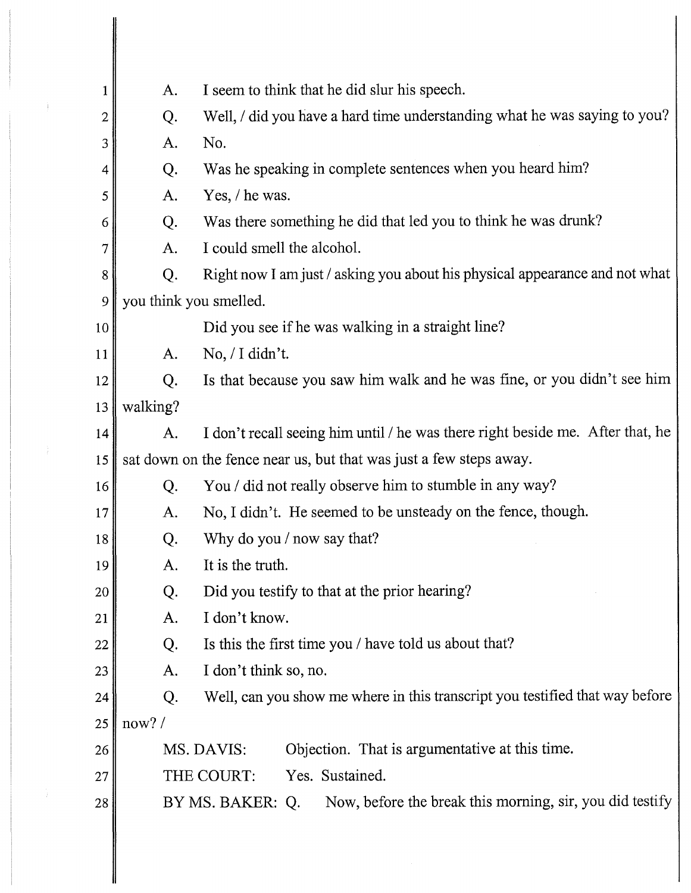A. I seem to think that he did slur his speech.

Q. Well, / did you have a hard time understanding what he was saying to you?

A. No.

Q. Was he speaking in complete sentences when you heard him?

A. Yes, / he was.

Q. Was there something he did that led you to think he was drunk?

A. I could smell the alcohol.

Q. Right now I am just / asking you about his physical appearance and not what you think you smelled.

Did you see if he was walking in a straight line?

A. No, / I didn't.

Q. Is that because you saw him walk and he was fine, or you didn't see him walking?

A. I don't recall seeing him until / he was there right beside me. After that, he sat down on the fence near us, but that was just a few steps away.

Q. You / did not really observe him to stumble in any way?

A. No, I didn't. He seemed to be unsteady on the fence, though.

Q. Why do you / now say that?

A. It is the truth.

Q. Did you testify to that at the prior hearing?

A. I don't know.

Q. Is this the first time you / have told us about that?

A. I don't think so, no.

Q. Well, can you show me where in this transcript you testified that way before now? /

MS. DAVIS: Objection. That is argumentative at this time.

THE COURT: Yes. Sustained.

BY MS. BAKER: Q. Now, before the break this morning, sir, you did testify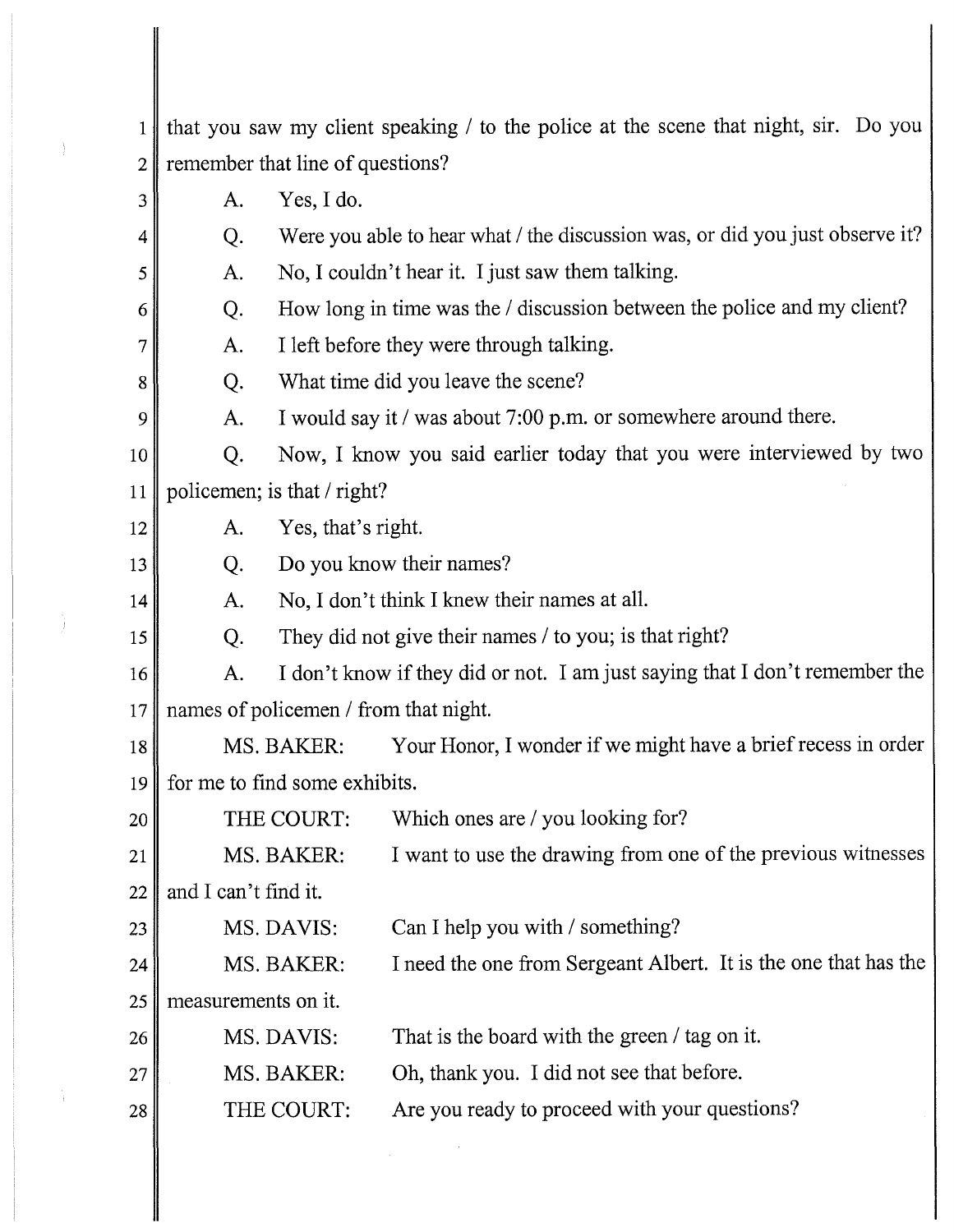that you saw my client speaking / to the police at the scene that night, sir. Do you remember that line of questions?

A. Yes, I do.

Q. Were you able to hear what / the discussion was, or did you just observe it?

A. No, I couldn't hear it. I just saw them talking.

Q. How long in time was the / discussion between the police and my client?

A. I left before they were through talking.

Q. What time did you leave the scene?

A. I would say it / was about 7:00 p.m. or somewhere around there.

Q. Now, I know you said earlier today that you were interviewed by two policemen; is that / right?

A. Yes, that's right.

Q. Do you know their names?

A. No, I don't think I knew their names at all.

Q. They did not give their names / to you; is that right?

A. I don't know if they did or not. I am just saying that I don't remember the names of policemen / from that night.

MS. BAKER: Your Honor, I wonder if we might have a brief recess in order for me to find some exhibits.

THE COURT: Which ones are / you looking for?

MS. BAKER: I want to use the drawing from one of the previous witnesses and I can't find it.

MS. DAVIS: Can I help you with / something?

MS. BAKER: I need the one from Sergeant Albert. It is the one that has the measurements on it.

MS. DAVIS: That is the board with the green / tag on it.

MS. BAKER: Oh, thank you. I did not see that before.

THE COURT: Are you ready to proceed with your questions?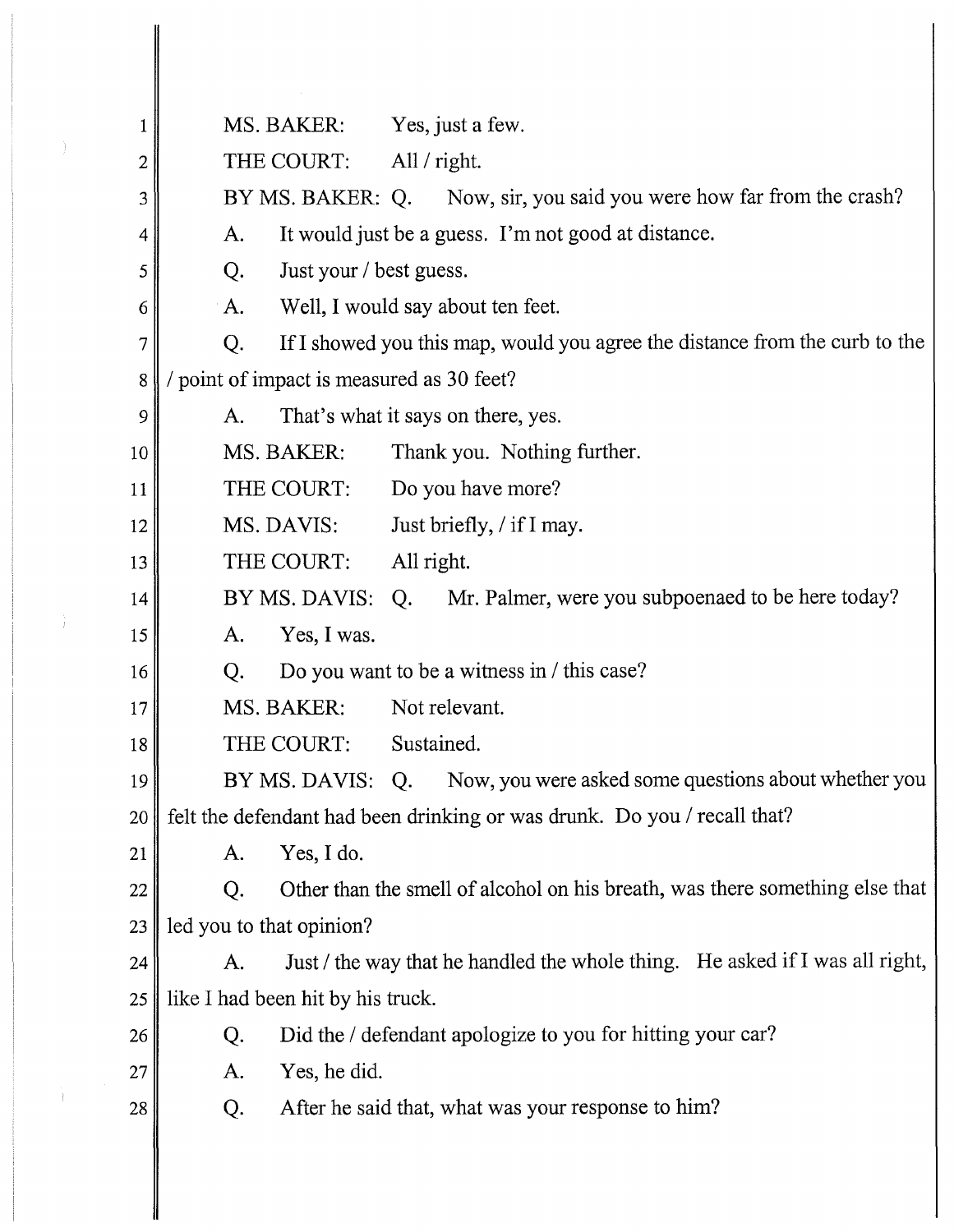1 MS. BAKER: Yes, just a few.

2 THE COURT: All / right.

3 BY MS. BAKER: Q. Now, sir, you said you were how far from the crash?

4 A. It would just be a guess. I'm not good at distance.

5 Q. Just your / best guess.

6 A. Well, I would say about ten feet.

7 Q. If I showed you this map, would you agree the distance from the curb to the

8 / point of impact is measured as 30 feet?

9 A. That's what it says on there, yes.

10 MS. BAKER: Thank you. Nothing further.

11 THE COURT: Do you have more?

12 MS. DAVIS: Just briefly, / if I may.

13 THE COURT: All right.

14 BY MS. DAVIS: Q. Mr. Palmer, were you subpoenaed to be here today?

15 A. Yes, I was.

16 Q. Do you want to be a witness in / this case?

17 MS. BAKER: Not relevant.

18 THE COURT: Sustained.

19 BY MS. DAVIS: Q. Now, you were asked some questions about whether you

20 felt the defendant had been drinking or was drunk. Do you / recall that?

21 A. Yes, I do.

22 Q. Other than the smell of alcohol on his breath, was there something else that

23 led you to that opinion?

24 A. Just / the way that he handled the whole thing. He asked if I was all right,

25 like I had been hit by his truck.

26 Q. Did the / defendant apologize to you for hitting your car?

27 A. Yes, he did.

28 Q. After he said that, what was your response to him?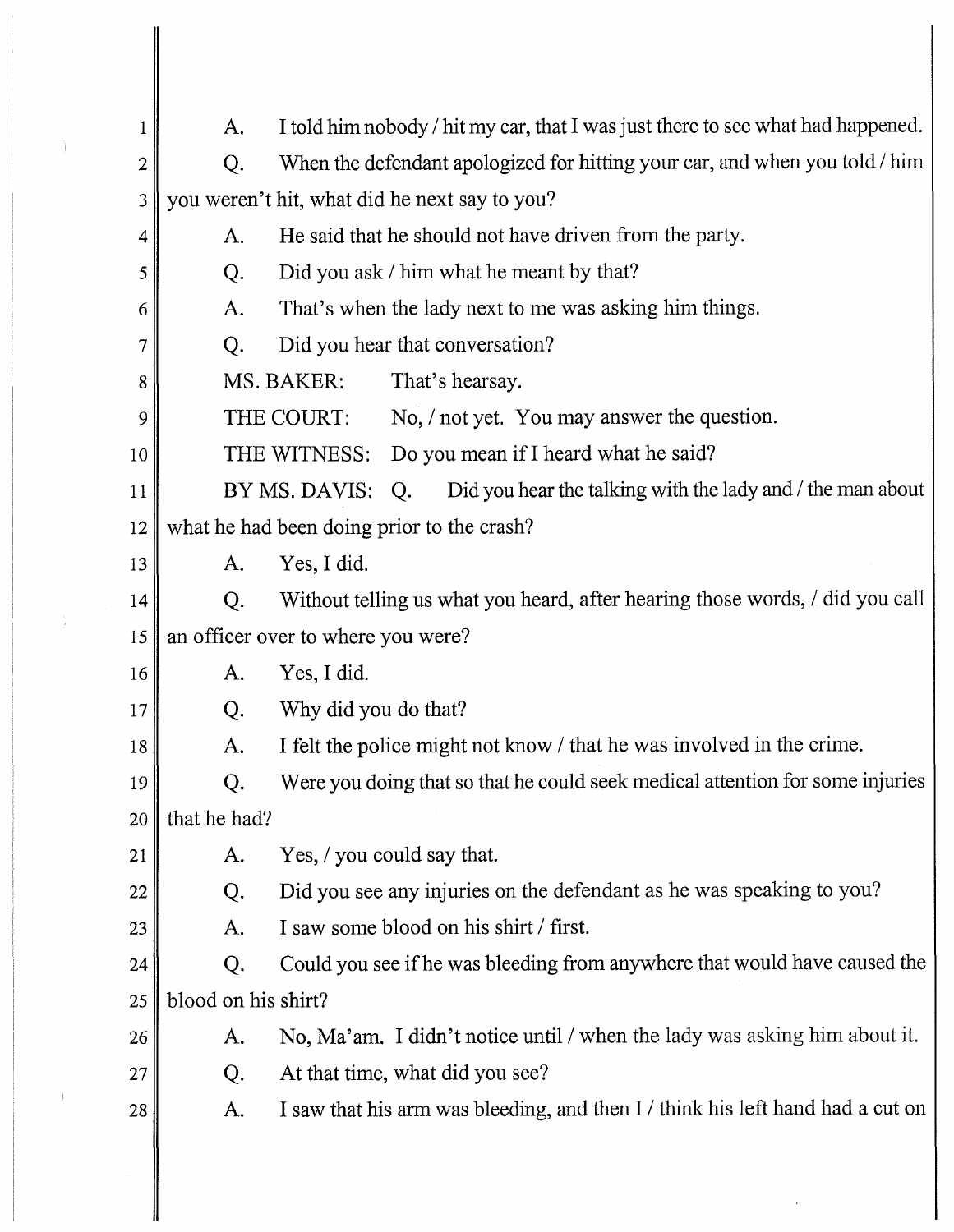A. I told him nobody / hit my car, that I was just there to see what had happened.

Q. When the defendant apologized for hitting your car, and when you told / him you weren't hit, what did he next say to you?

A. He said that he should not have driven from the party.

Q. Did you ask / him what he meant by that?

A. That's when the lady next to me was asking him things.

Q. Did you hear that conversation?

MS. BAKER: That's hearsay.

THE COURT: No, / not yet. You may answer the question.

THE WITNESS: Do you mean if I heard what he said?

BY MS. DAVIS: Q. Did you hear the talking with the lady and / the man about what he had been doing prior to the crash?

A. Yes, I did.

Q. Without telling us what you heard, after hearing those words, / did you call an officer over to where you were?

A. Yes, I did.

Q. Why did you do that?

A. I felt the police might not know / that he was involved in the crime.

Q. Were you doing that so that he could seek medical attention for some injuries that he had?

A. Yes, / you could say that.

Q. Did you see any injuries on the defendant as he was speaking to you?

A. I saw some blood on his shirt / first.

Q. Could you see if he was bleeding from anywhere that would have caused the blood on his shirt?

A. No, Ma'am. I didn't notice until / when the lady was asking him about it.

Q. At that time, what did you see?

A. I saw that his arm was bleeding, and then I / think his left hand had a cut on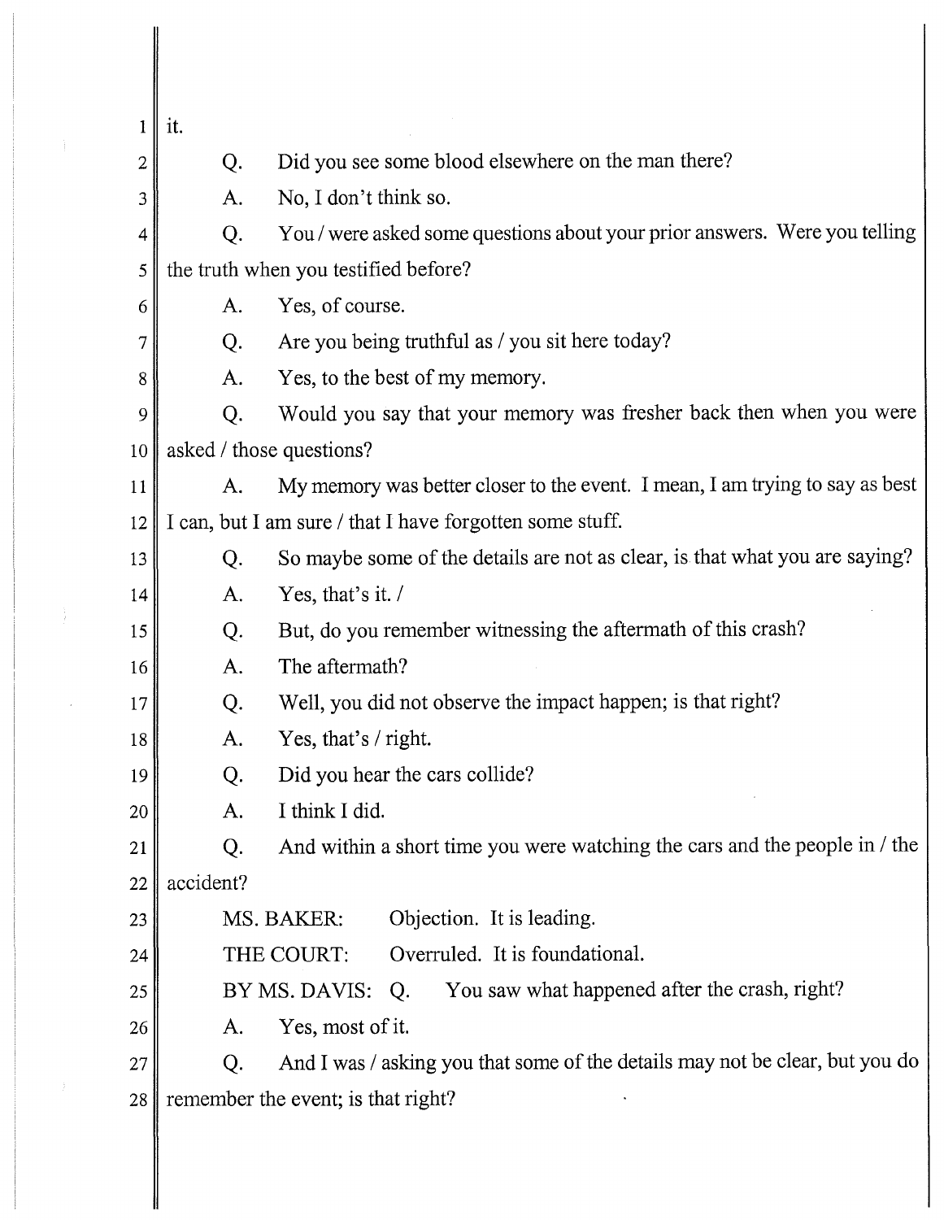it.

Q. Did you see some blood elsewhere on the man there?

A. No, I don't think so.

Q. You / were asked some questions about your prior answers. Were you telling the truth when you testified before?

A. Yes, of course.

Q. Are you being truthful as / you sit here today?

A. Yes, to the best of my memory.

Q. Would you say that your memory was fresher back then when you were asked / those questions?

A. My memory was better closer to the event. I mean, I am trying to say as best I can, but I am sure / that I have forgotten some stuff.

Q. So maybe some of the details are not as clear, is that what you are saying?

A. Yes, that's it. /

Q. But, do you remember witnessing the aftermath of this crash?

A. The aftermath?

Q. Well, you did not observe the impact happen; is that right?

A. Yes, that's / right.

Q. Did you hear the cars collide?

A. I think I did.

Q. And within a short time you were watching the cars and the people in / the accident?

MS. BAKER: Objection. It is leading.

THE COURT: Overruled. It is foundational.

BY MS. DAVIS: Q. You saw what happened after the crash, right?

A. Yes, most of it.

Q. And I was / asking you that some of the details may not be clear, but you do remember the event; is that right?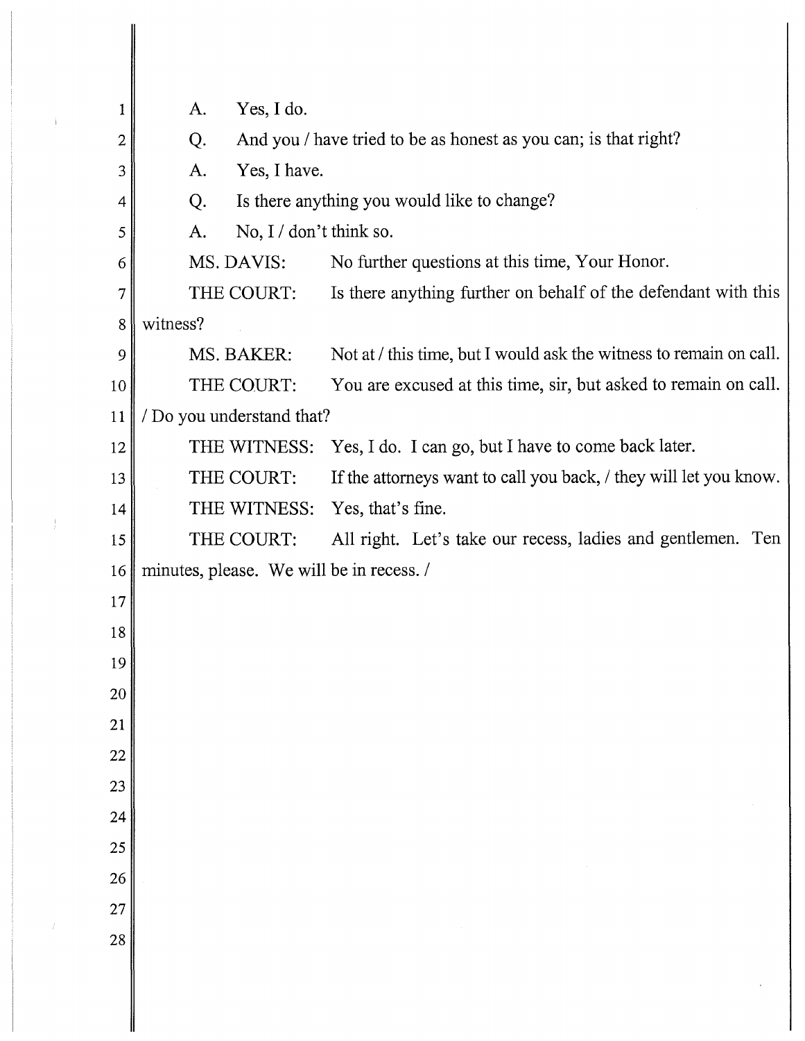A. Yes, I do.

Q. And you / have tried to be as honest as you can; is that right?

A. Yes, I have.

Q. Is there anything you would like to change?

A. No, I / don't think so.

MS. DAVIS: No further questions at this time, Your Honor.

THE COURT: Is there anything further on behalf of the defendant with this witness?

MS. BAKER: Not at / this time, but I would ask the witness to remain on call.

THE COURT: You are excused at this time, sir, but asked to remain on call. / Do you understand that?

THE WITNESS: Yes, I do. I can go, but I have to come back later.

THE COURT: If the attorneys want to call you back, / they will let you know.

THE WITNESS: Yes, that's fine.

THE COURT: All right. Let's take our recess, ladies and gentlemen. Ten minutes, please. We will be in recess. /